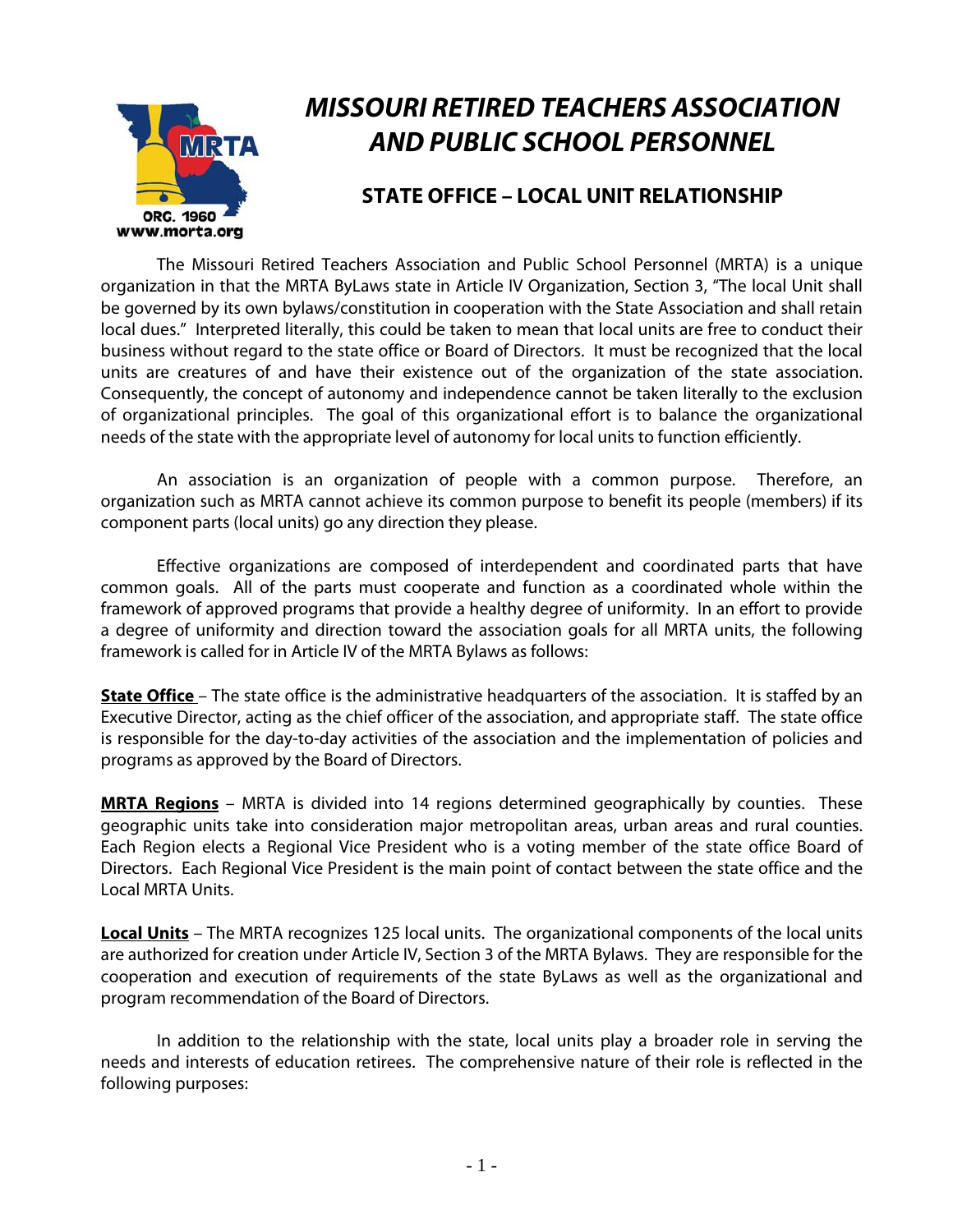# *MISSOURI RETIRED TEACHERS ASSOCIATION AND PUBLIC SCHOOL PERSONNEL*

## STATE OFFICE – LOCAL UNIT RELATIONSHIP

The Missouri Retired Teachers Association and Public School Personnel (MRTA) is a unique organization in that the MRTA ByLaws state in Article IV Organization, Section 3, "The local Unit shall be governed by its own bylaws/constitution in cooperation with the State Association and shall retain local dues." Interpreted literally, this could be taken to mean that local units are free to conduct their business without regard to the state office or Board of Directors. It must be recognized that the local units are creatures of and have their existence out of the organization of the state association. Consequently, the concept of autonomy and independence cannot be taken literally to the exclusion of organizational principles. The goal of this organizational effort is to balance the organizational needs of the state with the appropriate level of autonomy for local units to function efficiently.

An association is an organization of people with a common purpose. Therefore, an organization such as MRTA cannot achieve its common purpose to benefit its people (members) if its component parts (local units) go any direction they please.

Effective organizations are composed of interdependent and coordinated parts that have common goals. All of the parts must cooperate and function as a coordinated whole within the framework of approved programs that provide a healthy degree of uniformity. In an effort to provide a degree of uniformity and direction toward the association goals for all MRTA units, the following framework is called for in Article IV of the MRTA Bylaws as follows:

**State Office** – The state office is the administrative headquarters of the association. It is staffed by an Executive Director, acting as the chief officer of the association, and appropriate staff. The state office is responsible for the day-to-day activities of the association and the implementation of policies and programs as approved by the Board of Directors.

**MRTA Regions** – MRTA is divided into 14 regions determined geographically by counties. These geographic units take into consideration major metropolitan areas, urban areas and rural counties. Each Region elects a Regional Vice President who is a voting member of the state office Board of Directors. Each Regional Vice President is the main point of contact between the state office and the Local MRTA Units.

**Local Units** – The MRTA recognizes 125 local units. The organizational components of the local units are authorized for creation under Article IV, Section 3 of the MRTA Bylaws. They are responsible for the cooperation and execution of requirements of the state ByLaws as well as the organizational and program recommendation of the Board of Directors.

In addition to the relationship with the state, local units play a broader role in serving the needs and interests of education retirees. The comprehensive nature of their role is reflected in the following purposes: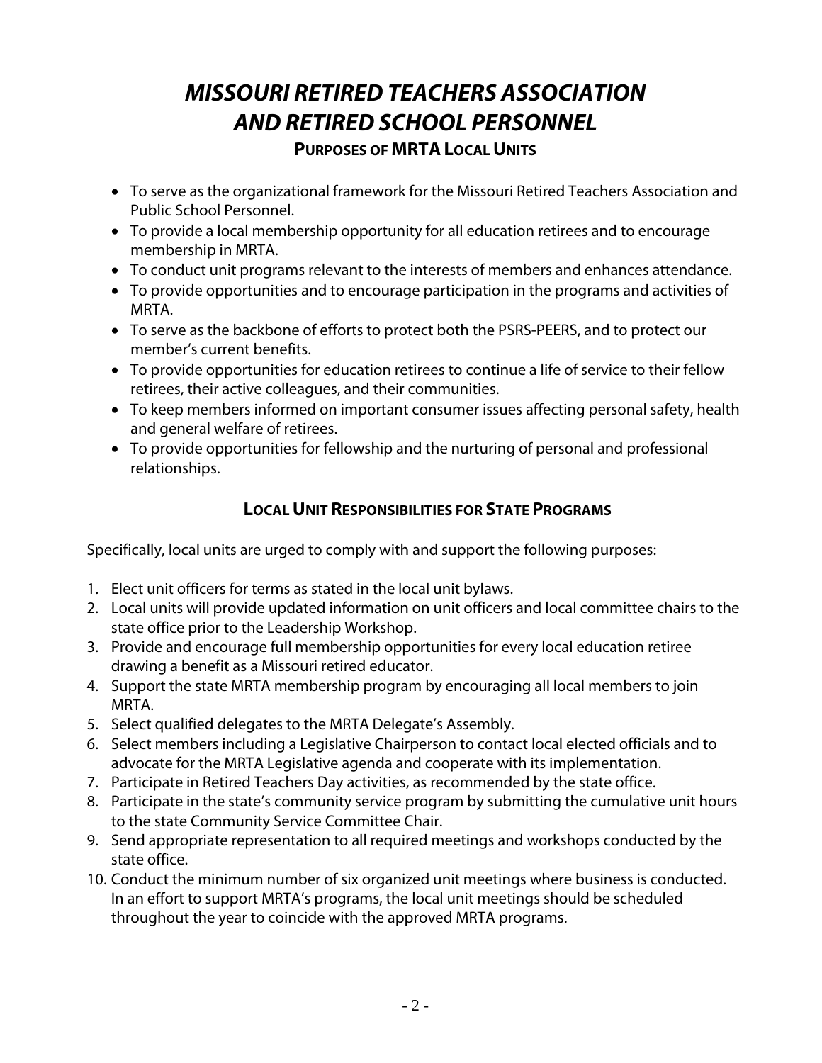# *MISSOURI RETIRED TEACHERS ASSOCIATION AND RETIRED SCHOOL PERSONNEL*

## PURPOSES OF MRTA LOCAL UNITS

- To serve as the organizational framework for the Missouri Retired Teachers Association and Public School Personnel.
- To provide a local membership opportunity for all education retirees and to encourage membership in MRTA.
- To conduct unit programs relevant to the interests of members and enhances attendance.
- To provide opportunities and to encourage participation in the programs and activities of MRTA.
- To serve as the backbone of efforts to protect both the PSRS-PEERS, and to protect our member's current benefits.
- To provide opportunities for education retirees to continue a life of service to their fellow retirees, their active colleagues, and their communities.
- To keep members informed on important consumer issues affecting personal safety, health and general welfare of retirees.
- To provide opportunities for fellowship and the nurturing of personal and professional relationships.

## LOCAL UNIT RESPONSIBILITIES FOR STATE PROGRAMS

Specifically, local units are urged to comply with and support the following purposes:

1. Elect unit officers for terms as stated in the local unit bylaws.
2. Local units will provide updated information on unit officers and local committee chairs to the state office prior to the Leadership Workshop.
3. Provide and encourage full membership opportunities for every local education retiree drawing a benefit as a Missouri retired educator.
4. Support the state MRTA membership program by encouraging all local members to join MRTA.
5. Select qualified delegates to the MRTA Delegate's Assembly.
6. Select members including a Legislative Chairperson to contact local elected officials and to advocate for the MRTA Legislative agenda and cooperate with its implementation.
7. Participate in Retired Teachers Day activities, as recommended by the state office.
8. Participate in the state's community service program by submitting the cumulative unit hours to the state Community Service Committee Chair.
9. Send appropriate representation to all required meetings and workshops conducted by the state office.
10. Conduct the minimum number of six organized unit meetings where business is conducted. In an effort to support MRTA's programs, the local unit meetings should be scheduled throughout the year to coincide with the approved MRTA programs.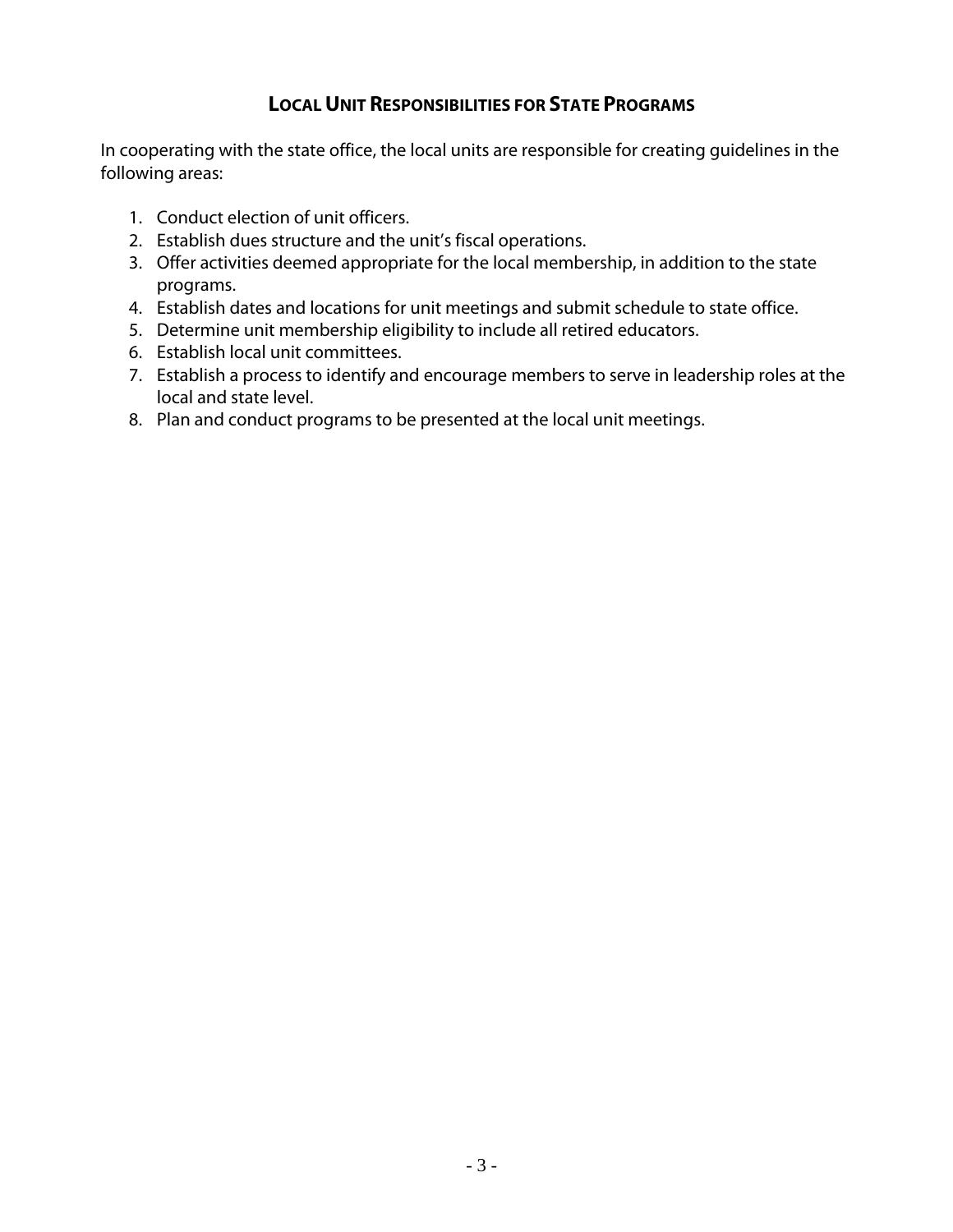## Local Unit Responsibilities for State Programs

In cooperating with the state office, the local units are responsible for creating guidelines in the following areas:

1. Conduct election of unit officers.
2. Establish dues structure and the unit's fiscal operations.
3. Offer activities deemed appropriate for the local membership, in addition to the state programs.
4. Establish dates and locations for unit meetings and submit schedule to state office.
5. Determine unit membership eligibility to include all retired educators.
6. Establish local unit committees.
7. Establish a process to identify and encourage members to serve in leadership roles at the local and state level.
8. Plan and conduct programs to be presented at the local unit meetings.